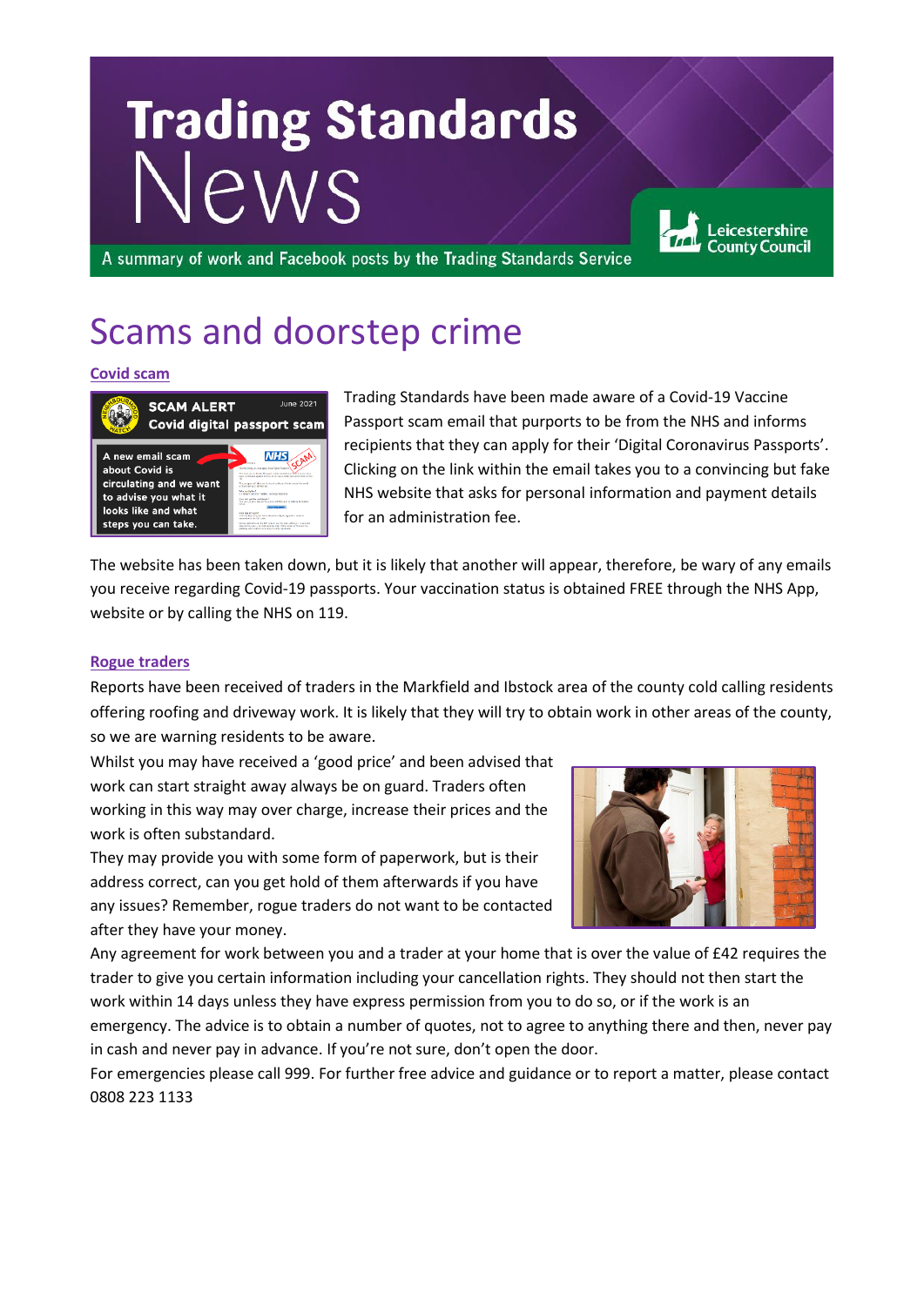# Trading Standards News

A summary of work and Facebook posts by the Trading Standards Service

Leicestershire County Council

## Scams and doorstep crime

### Covid scam

Trading Standards have been made aware of a Covid-19 Vaccine Passport scam email that purports to be from the NHS and informs recipients that they can apply for their 'Digital Coronavirus Passports'. Clicking on the link within the email takes you to a convincing but fake NHS website that asks for personal information and payment details for an administration fee.

The website has been taken down, but it is likely that another will appear, therefore, be wary of any emails you receive regarding Covid-19 passports. Your vaccination status is obtained FREE through the NHS App, website or by calling the NHS on 119.

### Rogue traders

Reports have been received of traders in the Markfield and Ibstock area of the county cold calling residents offering roofing and driveway work. It is likely that they will try to obtain work in other areas of the county, so we are warning residents to be aware.

Whilst you may have received a 'good price' and been advised that work can start straight away always be on guard. Traders often working in this way may over charge, increase their prices and the work is often substandard.

They may provide you with some form of paperwork, but is their address correct, can you get hold of them afterwards if you have any issues? Remember, rogue traders do not want to be contacted after they have your money.

Any agreement for work between you and a trader at your home that is over the value of £42 requires the trader to give you certain information including your cancellation rights. They should not then start the work within 14 days unless they have express permission from you to do so, or if the work is an emergency. The advice is to obtain a number of quotes, not to agree to anything there and then, never pay in cash and never pay in advance. If you're not sure, don't open the door.

For emergencies please call 999. For further free advice and guidance or to report a matter, please contact 0808 223 1133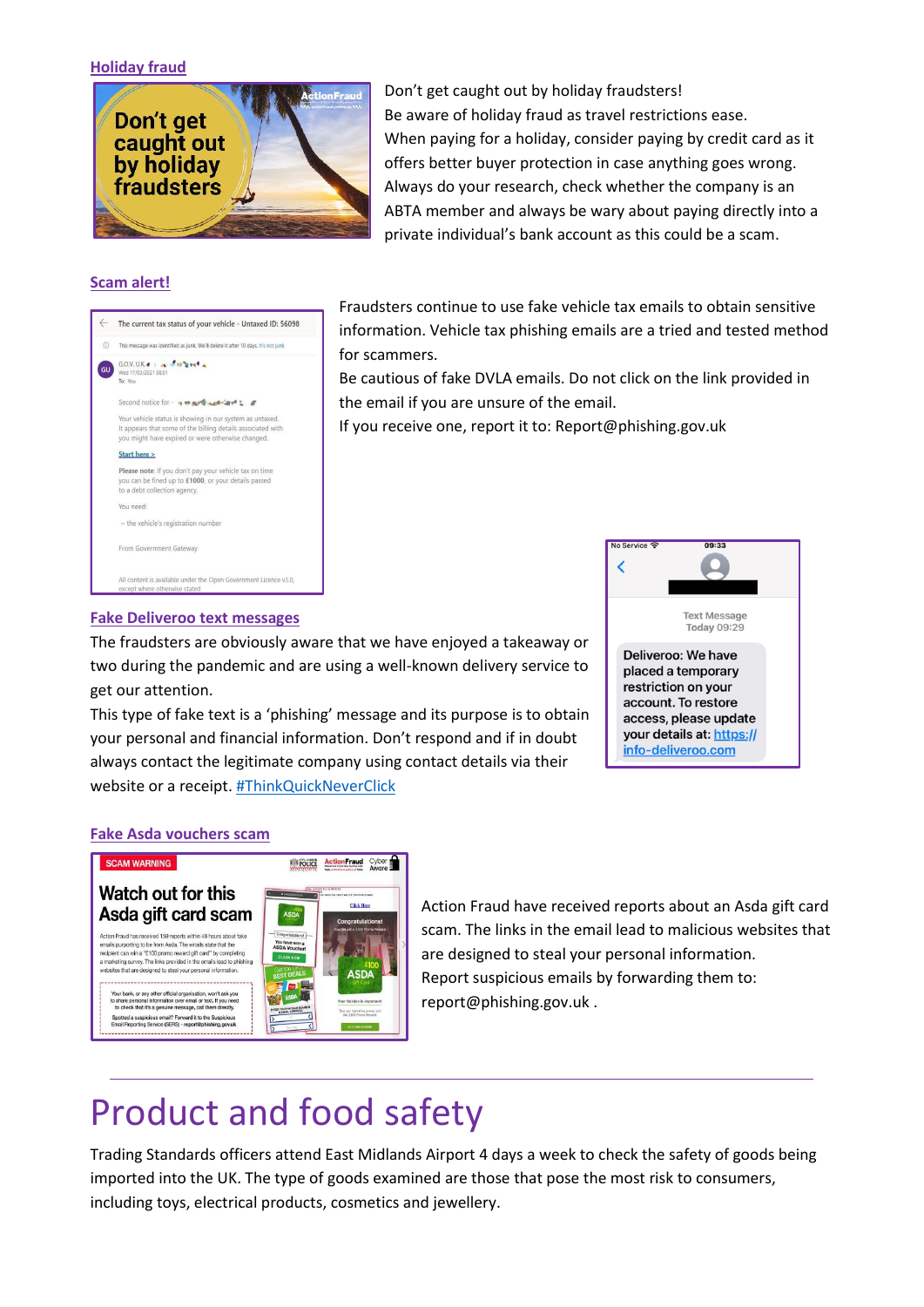### Holiday fraud

Don't get caught out by holiday fraudsters!
Be aware of holiday fraud as travel restrictions ease.
When paying for a holiday, consider paying by credit card as it offers better buyer protection in case anything goes wrong.
Always do your research, check whether the company is an ABTA member and always be wary about paying directly into a private individual's bank account as this could be a scam.

### Scam alert!

Fraudsters continue to use fake vehicle tax emails to obtain sensitive information. Vehicle tax phishing emails are a tried and tested method for scammers.
Be cautious of fake DVLA emails. Do not click on the link provided in the email if you are unsure of the email.
If you receive one, report it to: Report@phishing.gov.uk

### Fake Deliveroo text messages

The fraudsters are obviously aware that we have enjoyed a takeaway or two during the pandemic and are using a well-known delivery service to get our attention.
This type of fake text is a 'phishing' message and its purpose is to obtain your personal and financial information. Don't respond and if in doubt always contact the legitimate company using contact details via their website or a receipt. #ThinkQuickNeverClick

### Fake Asda vouchers scam

Action Fraud have received reports about an Asda gift card scam. The links in the email lead to malicious websites that are designed to steal your personal information.
Report suspicious emails by forwarding them to: report@phishing.gov.uk .

# Product and food safety

Trading Standards officers attend East Midlands Airport 4 days a week to check the safety of goods being imported into the UK. The type of goods examined are those that pose the most risk to consumers, including toys, electrical products, cosmetics and jewellery.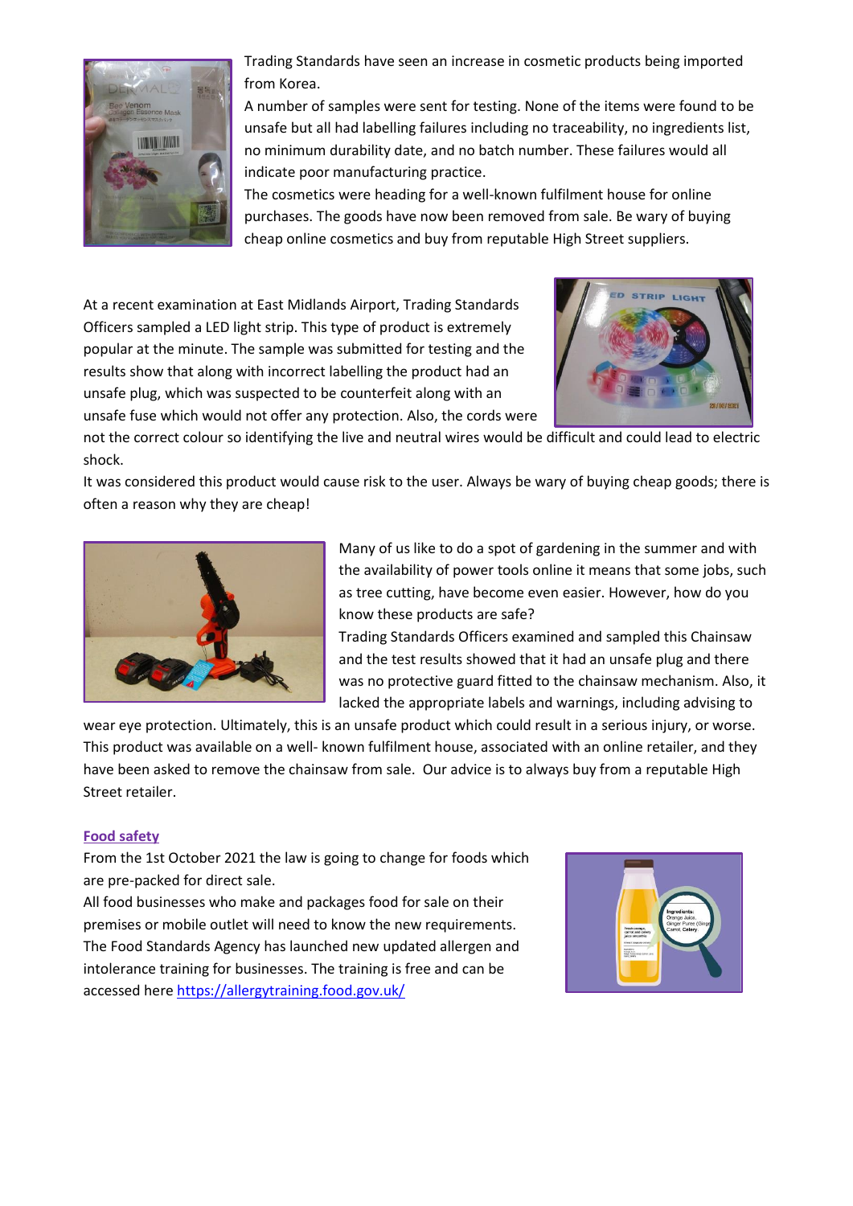Trading Standards have seen an increase in cosmetic products being imported from Korea.

A number of samples were sent for testing. None of the items were found to be unsafe but all had labelling failures including no traceability, no ingredients list, no minimum durability date, and no batch number. These failures would all indicate poor manufacturing practice.

The cosmetics were heading for a well-known fulfilment house for online purchases. The goods have now been removed from sale. Be wary of buying cheap online cosmetics and buy from reputable High Street suppliers.

At a recent examination at East Midlands Airport, Trading Standards Officers sampled a LED light strip. This type of product is extremely popular at the minute. The sample was submitted for testing and the results show that along with incorrect labelling the product had an unsafe plug, which was suspected to be counterfeit along with an unsafe fuse which would not offer any protection. Also, the cords were not the correct colour so identifying the live and neutral wires would be difficult and could lead to electric shock.

It was considered this product would cause risk to the user. Always be wary of buying cheap goods; there is often a reason why they are cheap!

Many of us like to do a spot of gardening in the summer and with the availability of power tools online it means that some jobs, such as tree cutting, have become even easier. However, how do you know these products are safe?

Trading Standards Officers examined and sampled this Chainsaw and the test results showed that it had an unsafe plug and there was no protective guard fitted to the chainsaw mechanism. Also, it lacked the appropriate labels and warnings, including advising to wear eye protection. Ultimately, this is an unsafe product which could result in a serious injury, or worse. This product was available on a well- known fulfilment house, associated with an online retailer, and they have been asked to remove the chainsaw from sale. Our advice is to always buy from a reputable High Street retailer.

## Food safety

From the 1st October 2021 the law is going to change for foods which are pre-packed for direct sale.

All food businesses who make and packages food for sale on their premises or mobile outlet will need to know the new requirements.

The Food Standards Agency has launched new updated allergen and intolerance training for businesses. The training is free and can be accessed here https://allergytraining.food.gov.uk/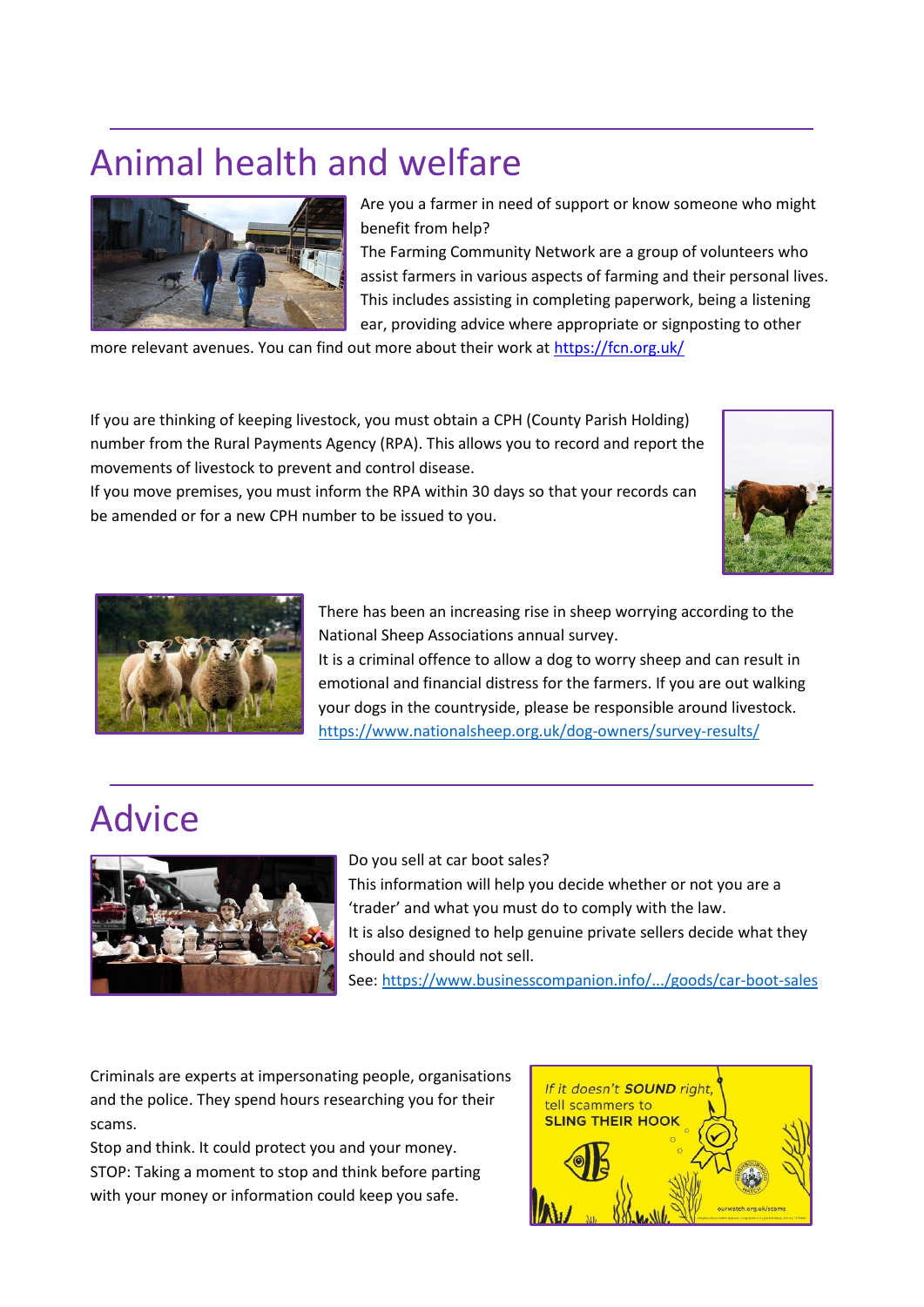# Animal health and welfare

Are you a farmer in need of support or know someone who might benefit from help?

The Farming Community Network are a group of volunteers who assist farmers in various aspects of farming and their personal lives. This includes assisting in completing paperwork, being a listening ear, providing advice where appropriate or signposting to other more relevant avenues. You can find out more about their work at [https://fcn.org.uk/](https://fcn.org.uk/)

If you are thinking of keeping livestock, you must obtain a CPH (County Parish Holding) number from the Rural Payments Agency (RPA). This allows you to record and report the movements of livestock to prevent and control disease.

If you move premises, you must inform the RPA within 30 days so that your records can be amended or for a new CPH number to be issued to you.

There has been an increasing rise in sheep worrying according to the National Sheep Associations annual survey.

It is a criminal offence to allow a dog to worry sheep and can result in emotional and financial distress for the farmers. If you are out walking your dogs in the countryside, please be responsible around livestock.

[https://www.nationalsheep.org.uk/dog-owners/survey-results/](https://www.nationalsheep.org.uk/dog-owners/survey-results/)

# Advice

Do you sell at car boot sales?

This information will help you decide whether or not you are a 'trader' and what you must do to comply with the law.

It is also designed to help genuine private sellers decide what they should and should not sell.

See: https://www.businesscompanion.info/.../goods/car-boot-sales

Criminals are experts at impersonating people, organisations and the police. They spend hours researching you for their scams.

Stop and think. It could protect you and your money.

STOP: Taking a moment to stop and think before parting with your money or information could keep you safe.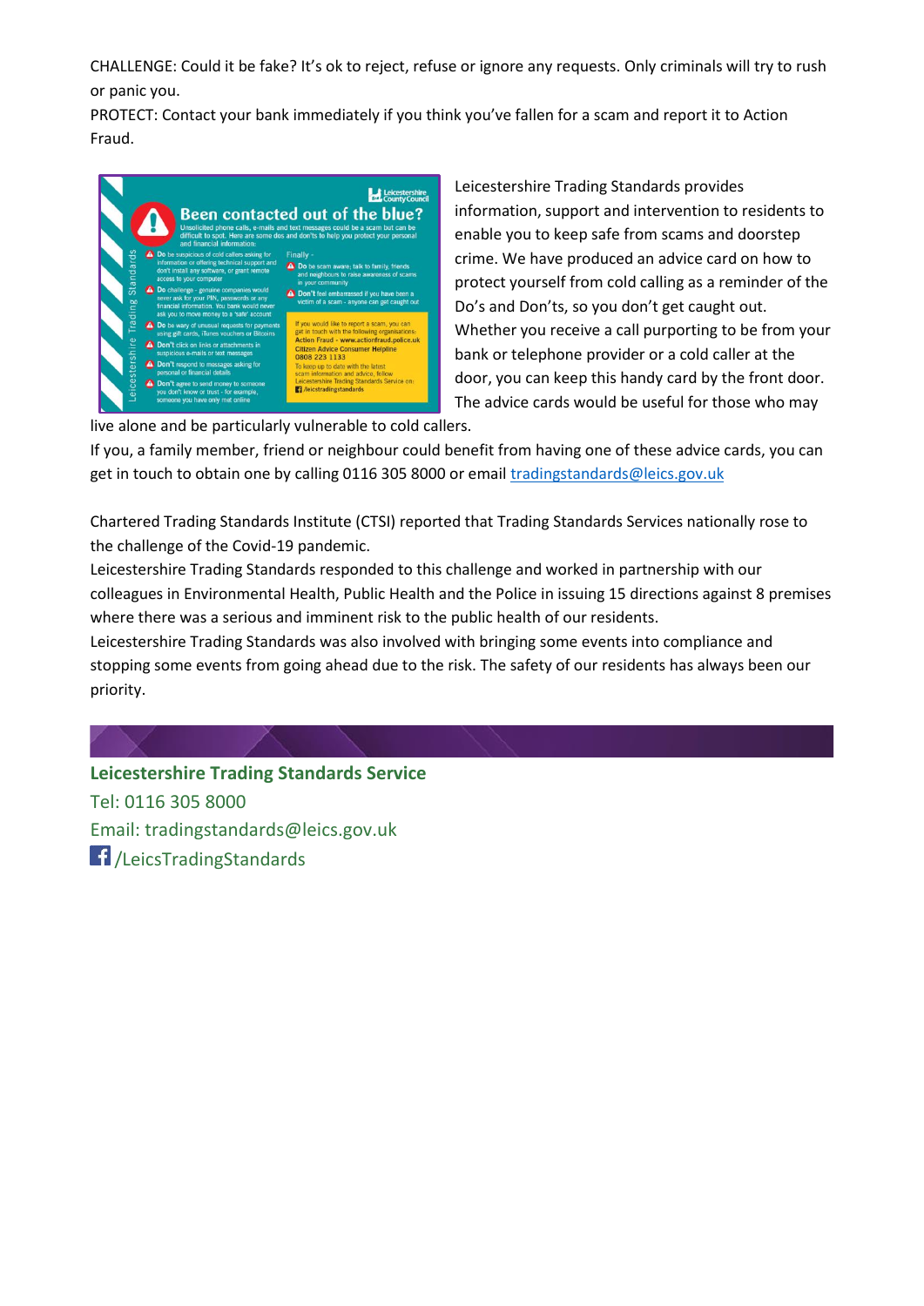CHALLENGE: Could it be fake? It's ok to reject, refuse or ignore any requests. Only criminals will try to rush or panic you.

PROTECT: Contact your bank immediately if you think you've fallen for a scam and report it to Action Fraud.

Leicestershire Trading Standards provides information, support and intervention to residents to enable you to keep safe from scams and doorstep crime. We have produced an advice card on how to protect yourself from cold calling as a reminder of the Do's and Don'ts, so you don't get caught out. Whether you receive a call purporting to be from your bank or telephone provider or a cold caller at the door, you can keep this handy card by the front door. The advice cards would be useful for those who may live alone and be particularly vulnerable to cold callers.

If you, a family member, friend or neighbour could benefit from having one of these advice cards, you can get in touch to obtain one by calling 0116 305 8000 or email tradingstandards@leics.gov.uk

Chartered Trading Standards Institute (CTSI) reported that Trading Standards Services nationally rose to the challenge of the Covid-19 pandemic.

Leicestershire Trading Standards responded to this challenge and worked in partnership with our colleagues in Environmental Health, Public Health and the Police in issuing 15 directions against 8 premises where there was a serious and imminent risk to the public health of our residents.

Leicestershire Trading Standards was also involved with bringing some events into compliance and stopping some events from going ahead due to the risk. The safety of our residents has always been our priority.

**Leicestershire Trading Standards Service**

Tel: 0116 305 8000

Email: tradingstandards@leics.gov.uk

/LeicsTradingStandards